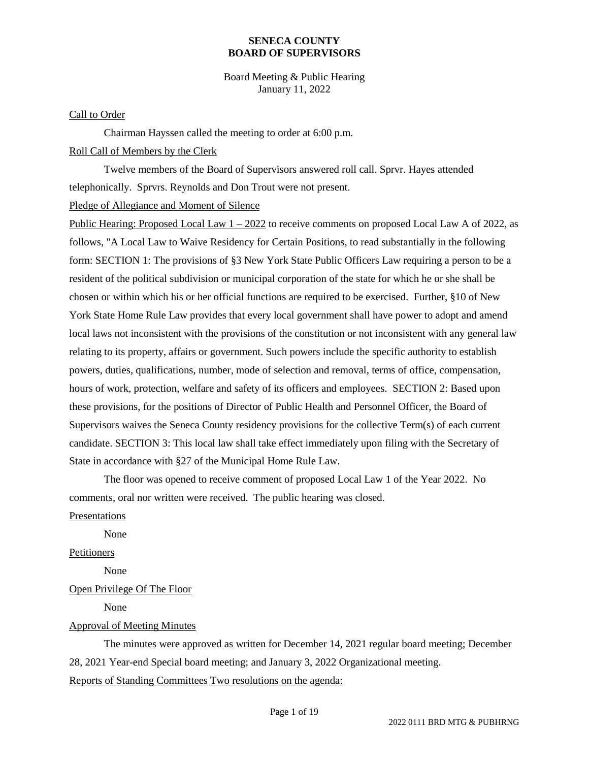**SENECA COUNTY**
**BOARD OF SUPERVISORS**

Board Meeting & Public Hearing
January 11, 2022

Call to Order

Chairman Hayssen called the meeting to order at 6:00 p.m.

Roll Call of Members by the Clerk

Twelve members of the Board of Supervisors answered roll call. Sprvr. Hayes attended telephonically. Sprvrs. Reynolds and Don Trout were not present.

Pledge of Allegiance and Moment of Silence

Public Hearing: Proposed Local Law 1 – 2022 to receive comments on proposed Local Law A of 2022, as follows, "A Local Law to Waive Residency for Certain Positions, to read substantially in the following form: SECTION 1: The provisions of §3 New York State Public Officers Law requiring a person to be a resident of the political subdivision or municipal corporation of the state for which he or she shall be chosen or within which his or her official functions are required to be exercised. Further, §10 of New York State Home Rule Law provides that every local government shall have power to adopt and amend local laws not inconsistent with the provisions of the constitution or not inconsistent with any general law relating to its property, affairs or government. Such powers include the specific authority to establish powers, duties, qualifications, number, mode of selection and removal, terms of office, compensation, hours of work, protection, welfare and safety of its officers and employees. SECTION 2: Based upon these provisions, for the positions of Director of Public Health and Personnel Officer, the Board of Supervisors waives the Seneca County residency provisions for the collective Term(s) of each current candidate. SECTION 3: This local law shall take effect immediately upon filing with the Secretary of State in accordance with §27 of the Municipal Home Rule Law.

The floor was opened to receive comment of proposed Local Law 1 of the Year 2022. No comments, oral nor written were received. The public hearing was closed.

Presentations

None

Petitioners

None

Open Privilege Of The Floor

None

Approval of Meeting Minutes

The minutes were approved as written for December 14, 2021 regular board meeting; December 28, 2021 Year-end Special board meeting; and January 3, 2022 Organizational meeting.

Reports of Standing Committees Two resolutions on the agenda: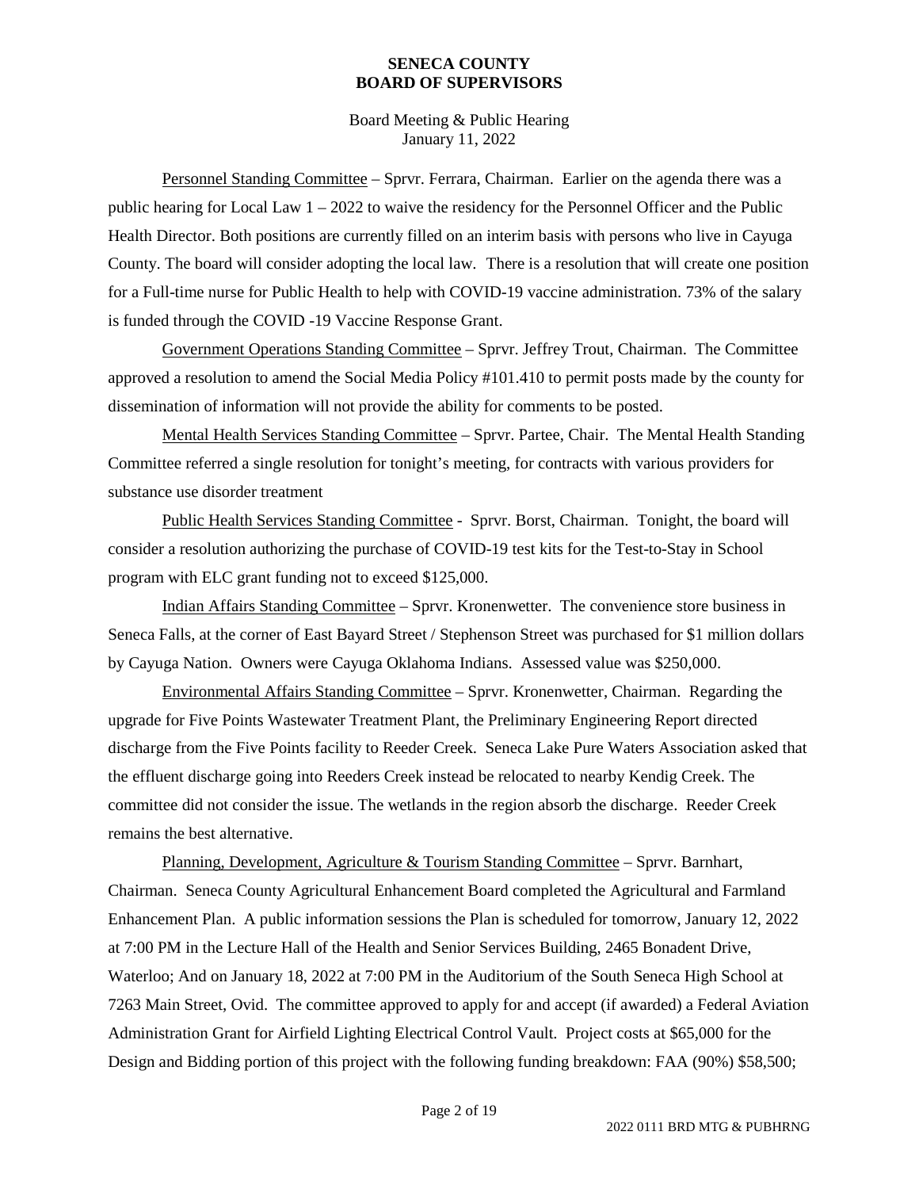Personnel Standing Committee – Sprvr. Ferrara, Chairman. Earlier on the agenda there was a public hearing for Local Law 1 – 2022 to waive the residency for the Personnel Officer and the Public Health Director. Both positions are currently filled on an interim basis with persons who live in Cayuga County. The board will consider adopting the local law. There is a resolution that will create one position for a Full-time nurse for Public Health to help with COVID-19 vaccine administration. 73% of the salary is funded through the COVID -19 Vaccine Response Grant.

Government Operations Standing Committee – Sprvr. Jeffrey Trout, Chairman. The Committee approved a resolution to amend the Social Media Policy #101.410 to permit posts made by the county for dissemination of information will not provide the ability for comments to be posted.

Mental Health Services Standing Committee – Sprvr. Partee, Chair. The Mental Health Standing Committee referred a single resolution for tonight's meeting, for contracts with various providers for substance use disorder treatment

Public Health Services Standing Committee - Sprvr. Borst, Chairman. Tonight, the board will consider a resolution authorizing the purchase of COVID-19 test kits for the Test-to-Stay in School program with ELC grant funding not to exceed $125,000.

Indian Affairs Standing Committee – Sprvr. Kronenwetter. The convenience store business in Seneca Falls, at the corner of East Bayard Street / Stephenson Street was purchased for $1 million dollars by Cayuga Nation. Owners were Cayuga Oklahoma Indians. Assessed value was $250,000.

Environmental Affairs Standing Committee – Sprvr. Kronenwetter, Chairman. Regarding the upgrade for Five Points Wastewater Treatment Plant, the Preliminary Engineering Report directed discharge from the Five Points facility to Reeder Creek. Seneca Lake Pure Waters Association asked that the effluent discharge going into Reeders Creek instead be relocated to nearby Kendig Creek. The committee did not consider the issue. The wetlands in the region absorb the discharge. Reeder Creek remains the best alternative.

Planning, Development, Agriculture & Tourism Standing Committee – Sprvr. Barnhart, Chairman. Seneca County Agricultural Enhancement Board completed the Agricultural and Farmland Enhancement Plan. A public information sessions the Plan is scheduled for tomorrow, January 12, 2022 at 7:00 PM in the Lecture Hall of the Health and Senior Services Building, 2465 Bonadent Drive, Waterloo; And on January 18, 2022 at 7:00 PM in the Auditorium of the South Seneca High School at 7263 Main Street, Ovid. The committee approved to apply for and accept (if awarded) a Federal Aviation Administration Grant for Airfield Lighting Electrical Control Vault. Project costs at $65,000 for the Design and Bidding portion of this project with the following funding breakdown: FAA (90%) $58,500;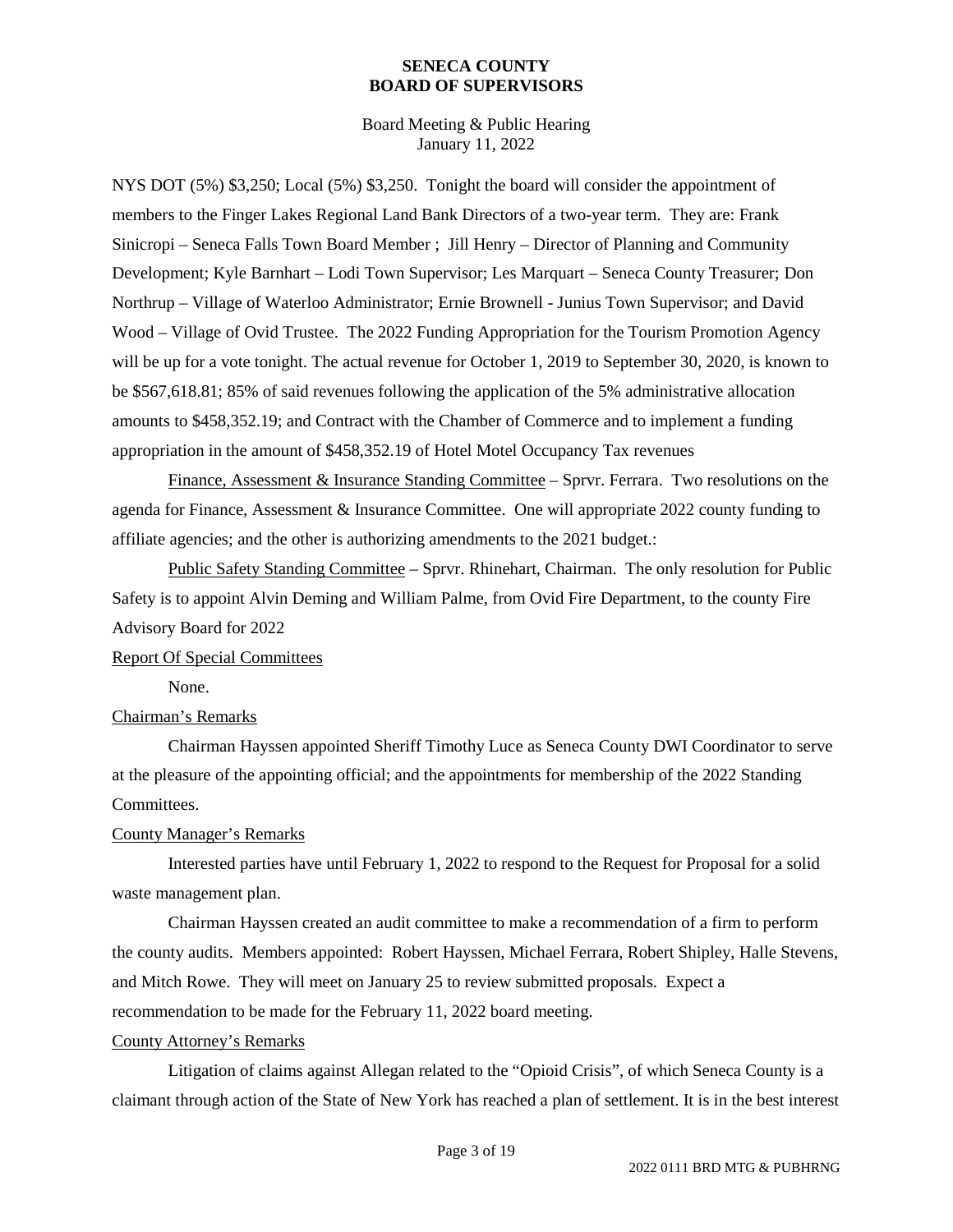NYS DOT (5%) $3,250; Local (5%) $3,250. Tonight the board will consider the appointment of members to the Finger Lakes Regional Land Bank Directors of a two-year term. They are: Frank Sinicropi – Seneca Falls Town Board Member ; Jill Henry – Director of Planning and Community Development; Kyle Barnhart – Lodi Town Supervisor; Les Marquart – Seneca County Treasurer; Don Northrup – Village of Waterloo Administrator; Ernie Brownell - Junius Town Supervisor; and David Wood – Village of Ovid Trustee. The 2022 Funding Appropriation for the Tourism Promotion Agency will be up for a vote tonight. The actual revenue for October 1, 2019 to September 30, 2020, is known to be $567,618.81; 85% of said revenues following the application of the 5% administrative allocation amounts to $458,352.19; and Contract with the Chamber of Commerce and to implement a funding appropriation in the amount of $458,352.19 of Hotel Motel Occupancy Tax revenues

Finance, Assessment & Insurance Standing Committee – Sprvr. Ferrara. Two resolutions on the agenda for Finance, Assessment & Insurance Committee. One will appropriate 2022 county funding to affiliate agencies; and the other is authorizing amendments to the 2021 budget.:

Public Safety Standing Committee – Sprvr. Rhinehart, Chairman. The only resolution for Public Safety is to appoint Alvin Deming and William Palme, from Ovid Fire Department, to the county Fire Advisory Board for 2022

Report Of Special Committees

None.

Chairman's Remarks

Chairman Hayssen appointed Sheriff Timothy Luce as Seneca County DWI Coordinator to serve at the pleasure of the appointing official; and the appointments for membership of the 2022 Standing Committees.

County Manager's Remarks

Interested parties have until February 1, 2022 to respond to the Request for Proposal for a solid waste management plan.

Chairman Hayssen created an audit committee to make a recommendation of a firm to perform the county audits. Members appointed: Robert Hayssen, Michael Ferrara, Robert Shipley, Halle Stevens, and Mitch Rowe. They will meet on January 25 to review submitted proposals. Expect a recommendation to be made for the February 11, 2022 board meeting.

County Attorney's Remarks

Litigation of claims against Allegan related to the "Opioid Crisis", of which Seneca County is a claimant through action of the State of New York has reached a plan of settlement. It is in the best interest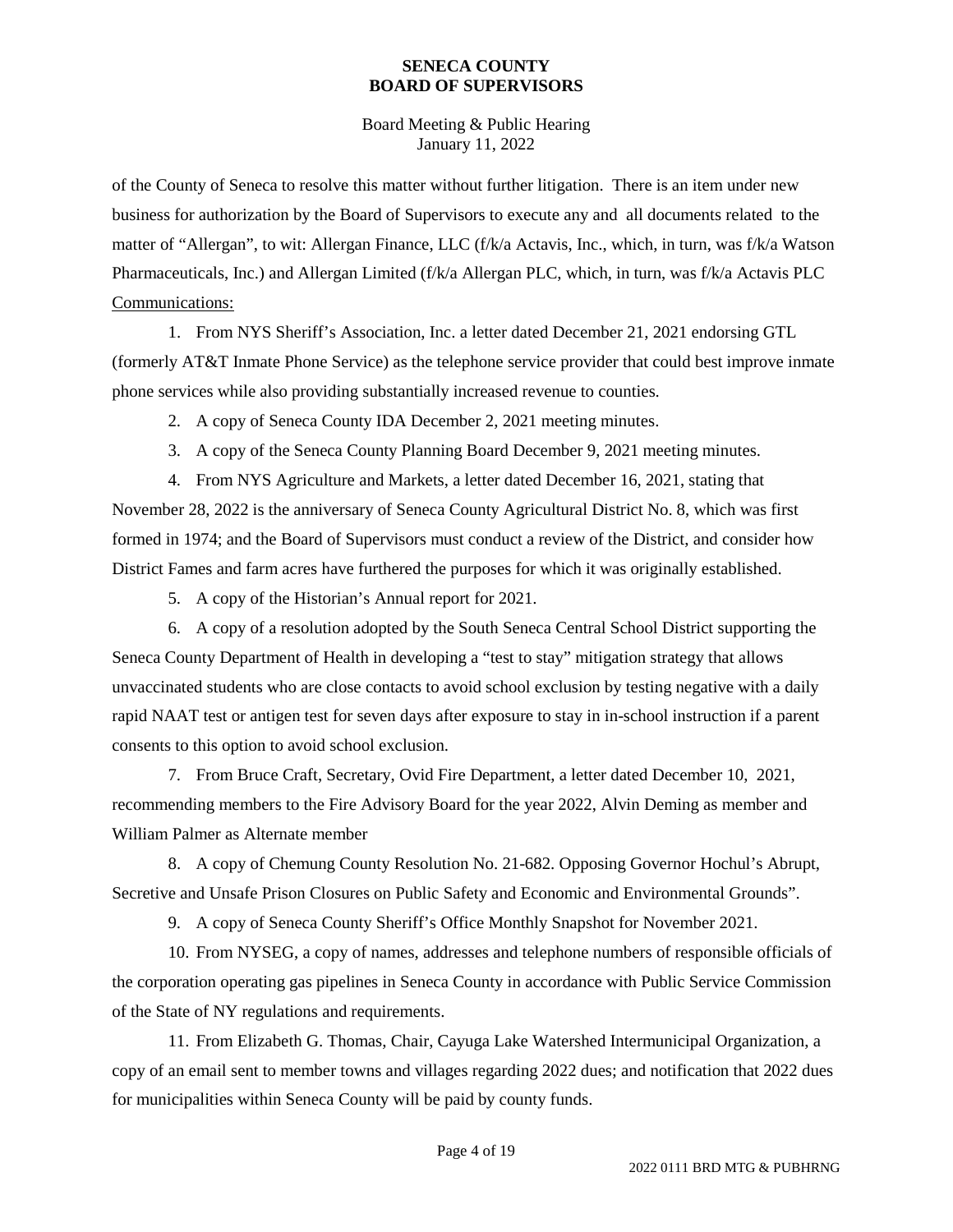of the County of Seneca to resolve this matter without further litigation. There is an item under new business for authorization by the Board of Supervisors to execute any and all documents related to the matter of "Allergan", to wit: Allergan Finance, LLC (f/k/a Actavis, Inc., which, in turn, was f/k/a Watson Pharmaceuticals, Inc.) and Allergan Limited (f/k/a Allergan PLC, which, in turn, was f/k/a Actavis PLC

Communications:

1. From NYS Sheriff's Association, Inc. a letter dated December 21, 2021 endorsing GTL (formerly AT&T Inmate Phone Service) as the telephone service provider that could best improve inmate phone services while also providing substantially increased revenue to counties.
2. A copy of Seneca County IDA December 2, 2021 meeting minutes.
3. A copy of the Seneca County Planning Board December 9, 2021 meeting minutes.
4. From NYS Agriculture and Markets, a letter dated December 16, 2021, stating that November 28, 2022 is the anniversary of Seneca County Agricultural District No. 8, which was first formed in 1974; and the Board of Supervisors must conduct a review of the District, and consider how District Fames and farm acres have furthered the purposes for which it was originally established.
5. A copy of the Historian's Annual report for 2021.
6. A copy of a resolution adopted by the South Seneca Central School District supporting the Seneca County Department of Health in developing a "test to stay" mitigation strategy that allows unvaccinated students who are close contacts to avoid school exclusion by testing negative with a daily rapid NAAT test or antigen test for seven days after exposure to stay in in-school instruction if a parent consents to this option to avoid school exclusion.
7. From Bruce Craft, Secretary, Ovid Fire Department, a letter dated December 10, 2021, recommending members to the Fire Advisory Board for the year 2022, Alvin Deming as member and William Palmer as Alternate member
8. A copy of Chemung County Resolution No. 21-682. Opposing Governor Hochul's Abrupt, Secretive and Unsafe Prison Closures on Public Safety and Economic and Environmental Grounds".
9. A copy of Seneca County Sheriff's Office Monthly Snapshot for November 2021.
10. From NYSEG, a copy of names, addresses and telephone numbers of responsible officials of the corporation operating gas pipelines in Seneca County in accordance with Public Service Commission of the State of NY regulations and requirements.
11. From Elizabeth G. Thomas, Chair, Cayuga Lake Watershed Intermunicipal Organization, a copy of an email sent to member towns and villages regarding 2022 dues; and notification that 2022 dues for municipalities within Seneca County will be paid by county funds.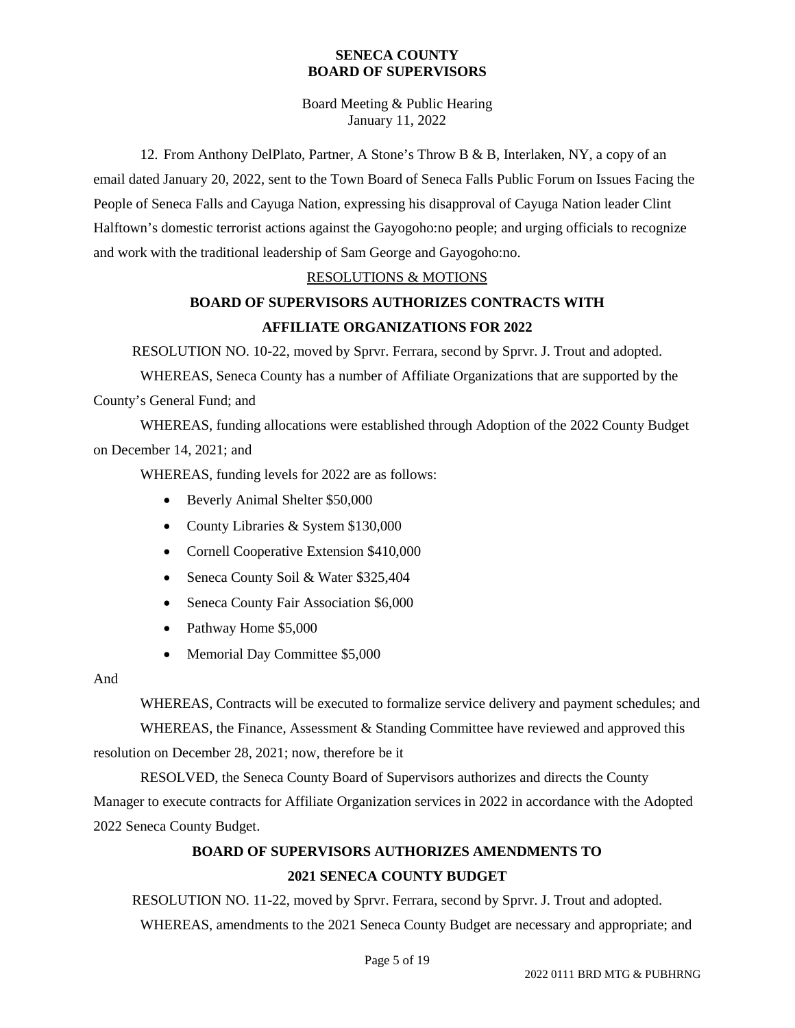12. From Anthony DelPlato, Partner, A Stone's Throw B & B, Interlaken, NY, a copy of an email dated January 20, 2022, sent to the Town Board of Seneca Falls Public Forum on Issues Facing the People of Seneca Falls and Cayuga Nation, expressing his disapproval of Cayuga Nation leader Clint Halftown's domestic terrorist actions against the Gayogoho:no people; and urging officials to recognize and work with the traditional leadership of Sam George and Gayogoho:no.

RESOLUTIONS & MOTIONS

**BOARD OF SUPERVISORS AUTHORIZES CONTRACTS WITH AFFILIATE ORGANIZATIONS FOR 2022**

RESOLUTION NO. 10-22, moved by Sprvr. Ferrara, second by Sprvr. J. Trout and adopted.

WHEREAS, Seneca County has a number of Affiliate Organizations that are supported by the County's General Fund; and

WHEREAS, funding allocations were established through Adoption of the 2022 County Budget on December 14, 2021; and

WHEREAS, funding levels for 2022 are as follows:

- Beverly Animal Shelter $50,000
- County Libraries & System $130,000
- Cornell Cooperative Extension $410,000
- Seneca County Soil & Water $325,404
- Seneca County Fair Association $6,000
- Pathway Home $5,000
- Memorial Day Committee $5,000

And

WHEREAS, Contracts will be executed to formalize service delivery and payment schedules; and

WHEREAS, the Finance, Assessment & Standing Committee have reviewed and approved this resolution on December 28, 2021; now, therefore be it

RESOLVED, the Seneca County Board of Supervisors authorizes and directs the County Manager to execute contracts for Affiliate Organization services in 2022 in accordance with the Adopted 2022 Seneca County Budget.

**BOARD OF SUPERVISORS AUTHORIZES AMENDMENTS TO 2021 SENECA COUNTY BUDGET**

RESOLUTION NO. 11-22, moved by Sprvr. Ferrara, second by Sprvr. J. Trout and adopted.

WHEREAS, amendments to the 2021 Seneca County Budget are necessary and appropriate; and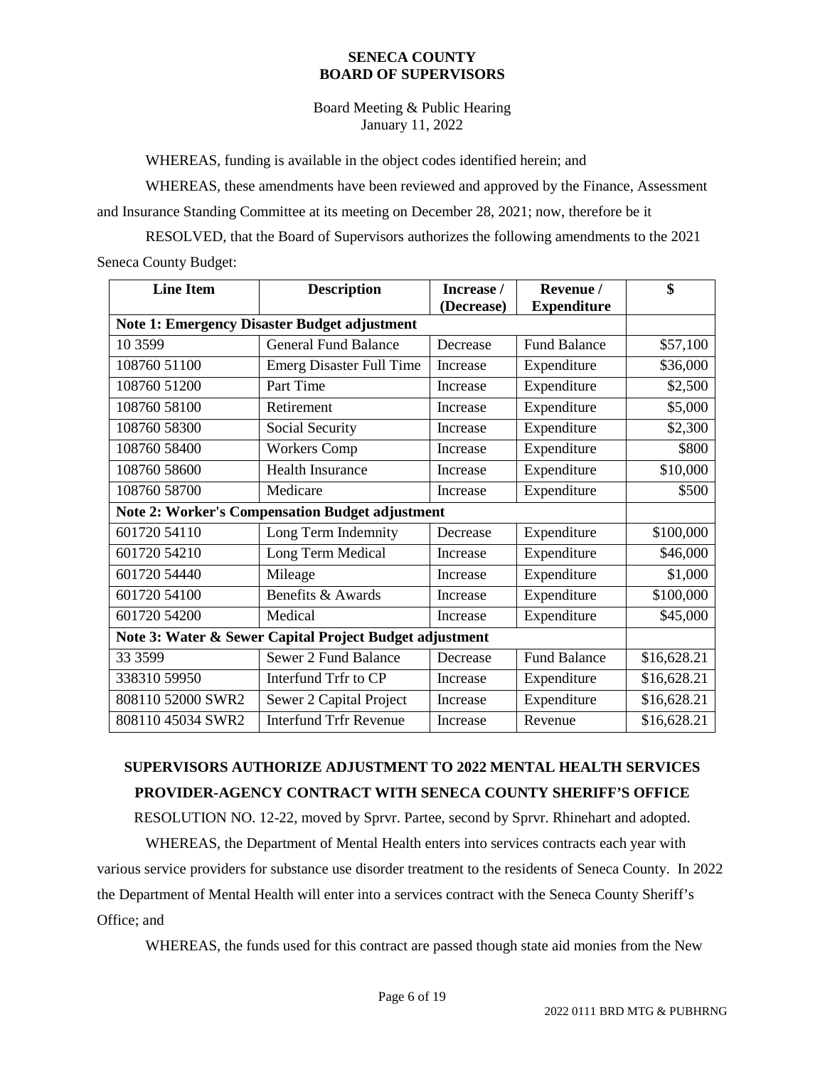WHEREAS, funding is available in the object codes identified herein; and

WHEREAS, these amendments have been reviewed and approved by the Finance, Assessment and Insurance Standing Committee at its meeting on December 28, 2021; now, therefore be it

RESOLVED, that the Board of Supervisors authorizes the following amendments to the 2021 Seneca County Budget:

| Line Item | Description | Increase / (Decrease) | Revenue / Expenditure | $ |
|---|---|---|---|---|
| **Note 1: Emergency Disaster Budget adjustment** | | | | |
| 10 3599 | General Fund Balance | Decrease | Fund Balance | $57,100 |
| 108760 51100 | Emerg Disaster Full Time | Increase | Expenditure | $36,000 |
| 108760 51200 | Part Time | Increase | Expenditure | $2,500 |
| 108760 58100 | Retirement | Increase | Expenditure | $5,000 |
| 108760 58300 | Social Security | Increase | Expenditure | $2,300 |
| 108760 58400 | Workers Comp | Increase | Expenditure | $800 |
| 108760 58600 | Health Insurance | Increase | Expenditure | $10,000 |
| 108760 58700 | Medicare | Increase | Expenditure | $500 |
| **Note 2: Worker's Compensation Budget adjustment** | | | | |
| 601720 54110 | Long Term Indemnity | Decrease | Expenditure | $100,000 |
| 601720 54210 | Long Term Medical | Increase | Expenditure | $46,000 |
| 601720 54440 | Mileage | Increase | Expenditure | $1,000 |
| 601720 54100 | Benefits & Awards | Increase | Expenditure | $100,000 |
| 601720 54200 | Medical | Increase | Expenditure | $45,000 |
| **Note 3: Water & Sewer Capital Project Budget adjustment** | | | | |
| 33 3599 | Sewer 2 Fund Balance | Decrease | Fund Balance | $16,628.21 |
| 338310 59950 | Interfund Trfr to CP | Increase | Expenditure | $16,628.21 |
| 808110 52000 SWR2 | Sewer 2 Capital Project | Increase | Expenditure | $16,628.21 |
| 808110 45034 SWR2 | Interfund Trfr Revenue | Increase | Revenue | $16,628.21 |

## SUPERVISORS AUTHORIZE ADJUSTMENT TO 2022 MENTAL HEALTH SERVICES PROVIDER-AGENCY CONTRACT WITH SENECA COUNTY SHERIFF'S OFFICE

RESOLUTION NO. 12-22, moved by Sprvr. Partee, second by Sprvr. Rhinehart and adopted.

WHEREAS, the Department of Mental Health enters into services contracts each year with various service providers for substance use disorder treatment to the residents of Seneca County. In 2022 the Department of Mental Health will enter into a services contract with the Seneca County Sheriff's Office; and

WHEREAS, the funds used for this contract are passed though state aid monies from the New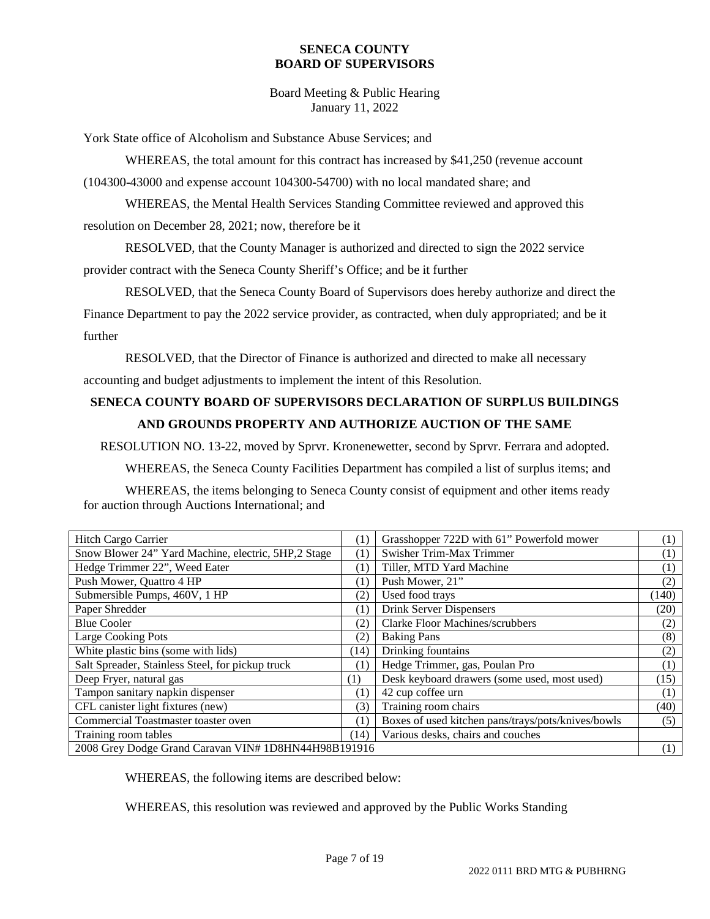York State office of Alcoholism and Substance Abuse Services; and

WHEREAS, the total amount for this contract has increased by $41,250 (revenue account (104300-43000 and expense account 104300-54700) with no local mandated share; and

WHEREAS, the Mental Health Services Standing Committee reviewed and approved this resolution on December 28, 2021; now, therefore be it

RESOLVED, that the County Manager is authorized and directed to sign the 2022 service provider contract with the Seneca County Sheriff's Office; and be it further

RESOLVED, that the Seneca County Board of Supervisors does hereby authorize and direct the Finance Department to pay the 2022 service provider, as contracted, when duly appropriated; and be it further

RESOLVED, that the Director of Finance is authorized and directed to make all necessary accounting and budget adjustments to implement the intent of this Resolution.

## SENECA COUNTY BOARD OF SUPERVISORS DECLARATION OF SURPLUS BUILDINGS AND GROUNDS PROPERTY AND AUTHORIZE AUCTION OF THE SAME

RESOLUTION NO. 13-22, moved by Sprvr. Kronenewetter, second by Sprvr. Ferrara and adopted.

WHEREAS, the Seneca County Facilities Department has compiled a list of surplus items; and

WHEREAS, the items belonging to Seneca County consist of equipment and other items ready for auction through Auctions International; and

| Item | Qty | Item | Qty |
|---|---|---|---|
| Hitch Cargo Carrier | (1) | Grasshopper 722D with 61" Powerfold mower | (1) |
| Snow Blower 24" Yard Machine, electric, 5HP,2 Stage | (1) | Swisher Trim-Max Trimmer | (1) |
| Hedge Trimmer 22", Weed Eater | (1) | Tiller, MTD Yard Machine | (1) |
| Push Mower, Quattro 4 HP | (1) | Push Mower, 21" | (2) |
| Submersible Pumps, 460V, 1 HP | (2) | Used food trays | (140) |
| Paper Shredder | (1) | Drink Server Dispensers | (20) |
| Blue Cooler | (2) | Clarke Floor Machines/scrubbers | (2) |
| Large Cooking Pots | (2) | Baking Pans | (8) |
| White plastic bins (some with lids) | (14) | Drinking fountains | (2) |
| Salt Spreader, Stainless Steel, for pickup truck | (1) | Hedge Trimmer, gas, Poulan Pro | (1) |
| Deep Fryer, natural gas | (1) | Desk keyboard drawers (some used, most used) | (15) |
| Tampon sanitary napkin dispenser | (1) | 42 cup coffee urn | (1) |
| CFL canister light fixtures (new) | (3) | Training room chairs | (40) |
| Commercial Toastmaster toaster oven | (1) | Boxes of used kitchen pans/trays/pots/knives/bowls | (5) |
| Training room tables | (14) | Various desks, chairs and couches | |
| 2008 Grey Dodge Grand Caravan VIN# 1D8HN44H98B191916 | | | (1) |

WHEREAS, the following items are described below:

WHEREAS, this resolution was reviewed and approved by the Public Works Standing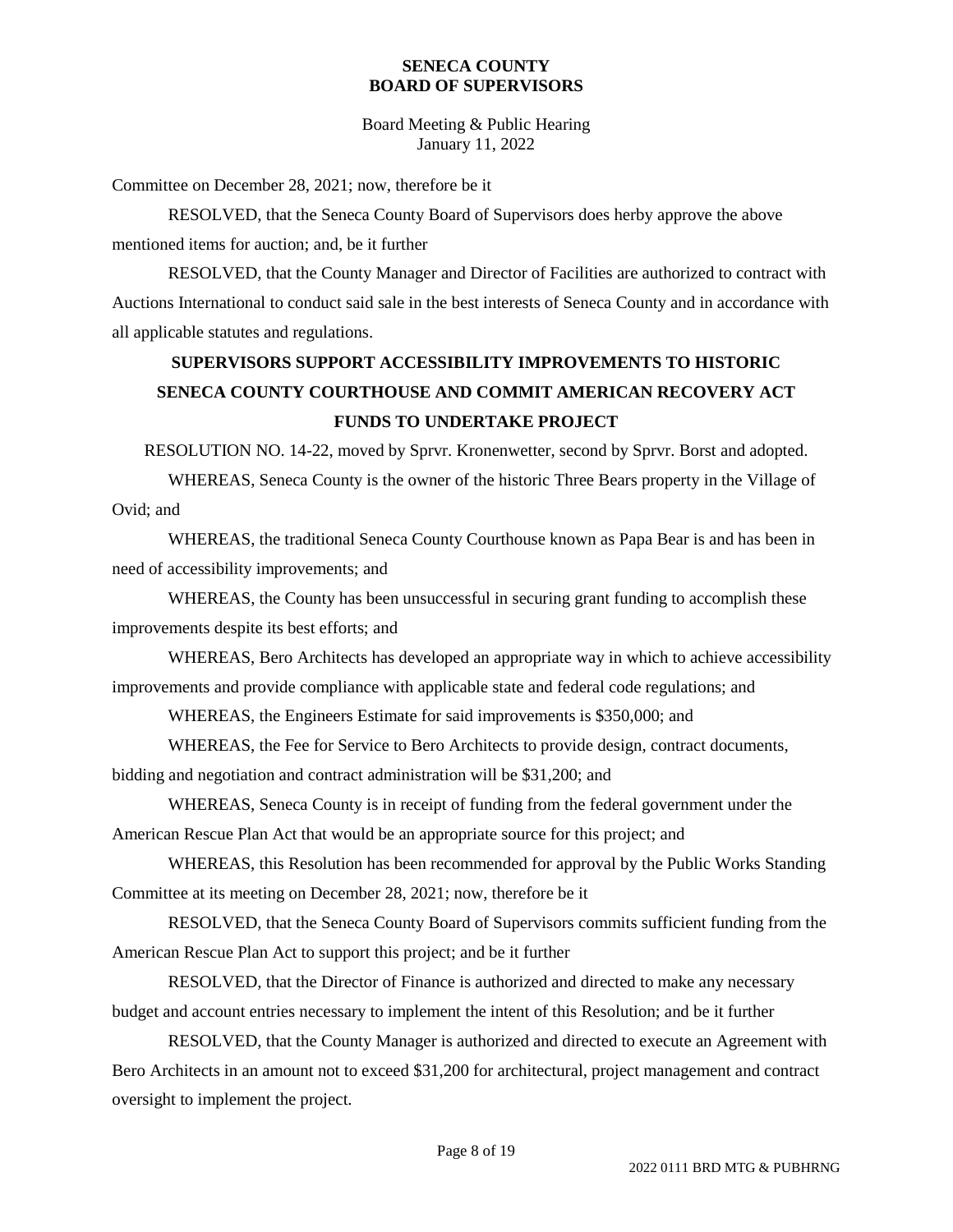Committee on December 28, 2021; now, therefore be it

RESOLVED, that the Seneca County Board of Supervisors does herby approve the above mentioned items for auction; and, be it further

RESOLVED, that the County Manager and Director of Facilities are authorized to contract with Auctions International to conduct said sale in the best interests of Seneca County and in accordance with all applicable statutes and regulations.

## SUPERVISORS SUPPORT ACCESSIBILITY IMPROVEMENTS TO HISTORIC SENECA COUNTY COURTHOUSE AND COMMIT AMERICAN RECOVERY ACT FUNDS TO UNDERTAKE PROJECT

RESOLUTION NO. 14-22, moved by Sprvr. Kronenwetter, second by Sprvr. Borst and adopted.

WHEREAS, Seneca County is the owner of the historic Three Bears property in the Village of Ovid; and

WHEREAS, the traditional Seneca County Courthouse known as Papa Bear is and has been in need of accessibility improvements; and

WHEREAS, the County has been unsuccessful in securing grant funding to accomplish these improvements despite its best efforts; and

WHEREAS, Bero Architects has developed an appropriate way in which to achieve accessibility improvements and provide compliance with applicable state and federal code regulations; and

WHEREAS, the Engineers Estimate for said improvements is $350,000; and

WHEREAS, the Fee for Service to Bero Architects to provide design, contract documents, bidding and negotiation and contract administration will be $31,200; and

WHEREAS, Seneca County is in receipt of funding from the federal government under the American Rescue Plan Act that would be an appropriate source for this project; and

WHEREAS, this Resolution has been recommended for approval by the Public Works Standing Committee at its meeting on December 28, 2021; now, therefore be it

RESOLVED, that the Seneca County Board of Supervisors commits sufficient funding from the American Rescue Plan Act to support this project; and be it further

RESOLVED, that the Director of Finance is authorized and directed to make any necessary budget and account entries necessary to implement the intent of this Resolution; and be it further

RESOLVED, that the County Manager is authorized and directed to execute an Agreement with Bero Architects in an amount not to exceed $31,200 for architectural, project management and contract oversight to implement the project.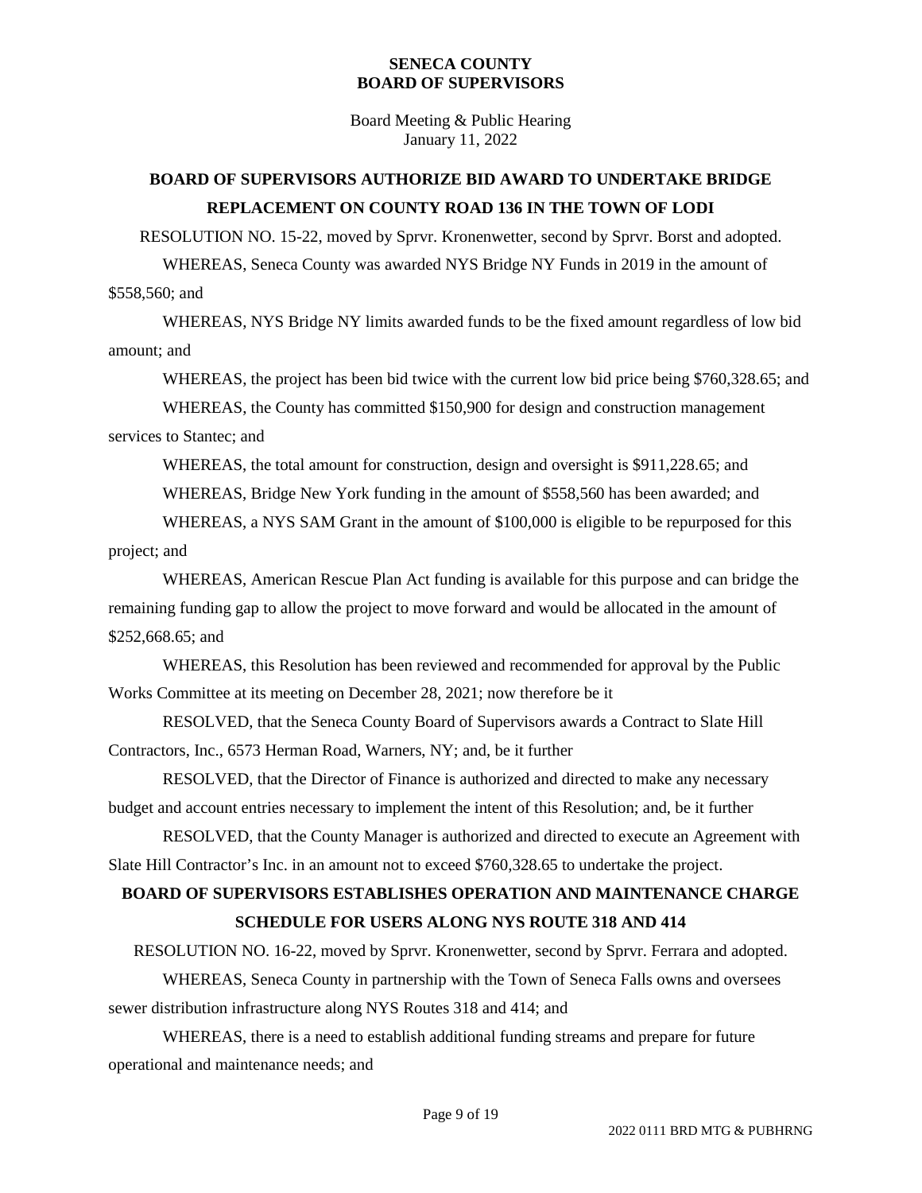**SENECA COUNTY**
**BOARD OF SUPERVISORS**

Board Meeting & Public Hearing
January 11, 2022

## BOARD OF SUPERVISORS AUTHORIZE BID AWARD TO UNDERTAKE BRIDGE REPLACEMENT ON COUNTY ROAD 136 IN THE TOWN OF LODI

RESOLUTION NO. 15-22, moved by Sprvr. Kronenwetter, second by Sprvr. Borst and adopted.

WHEREAS, Seneca County was awarded NYS Bridge NY Funds in 2019 in the amount of $558,560; and

WHEREAS, NYS Bridge NY limits awarded funds to be the fixed amount regardless of low bid amount; and

WHEREAS, the project has been bid twice with the current low bid price being $760,328.65; and

WHEREAS, the County has committed $150,900 for design and construction management services to Stantec; and

WHEREAS, the total amount for construction, design and oversight is $911,228.65; and

WHEREAS, Bridge New York funding in the amount of $558,560 has been awarded; and

WHEREAS, a NYS SAM Grant in the amount of $100,000 is eligible to be repurposed for this project; and

WHEREAS, American Rescue Plan Act funding is available for this purpose and can bridge the remaining funding gap to allow the project to move forward and would be allocated in the amount of $252,668.65; and

WHEREAS, this Resolution has been reviewed and recommended for approval by the Public Works Committee at its meeting on December 28, 2021; now therefore be it

RESOLVED, that the Seneca County Board of Supervisors awards a Contract to Slate Hill Contractors, Inc., 6573 Herman Road, Warners, NY; and, be it further

RESOLVED, that the Director of Finance is authorized and directed to make any necessary budget and account entries necessary to implement the intent of this Resolution; and, be it further

RESOLVED, that the County Manager is authorized and directed to execute an Agreement with Slate Hill Contractor's Inc. in an amount not to exceed $760,328.65 to undertake the project.

## BOARD OF SUPERVISORS ESTABLISHES OPERATION AND MAINTENANCE CHARGE SCHEDULE FOR USERS ALONG NYS ROUTE 318 AND 414

RESOLUTION NO. 16-22, moved by Sprvr. Kronenwetter, second by Sprvr. Ferrara and adopted.

WHEREAS, Seneca County in partnership with the Town of Seneca Falls owns and oversees sewer distribution infrastructure along NYS Routes 318 and 414; and

WHEREAS, there is a need to establish additional funding streams and prepare for future operational and maintenance needs; and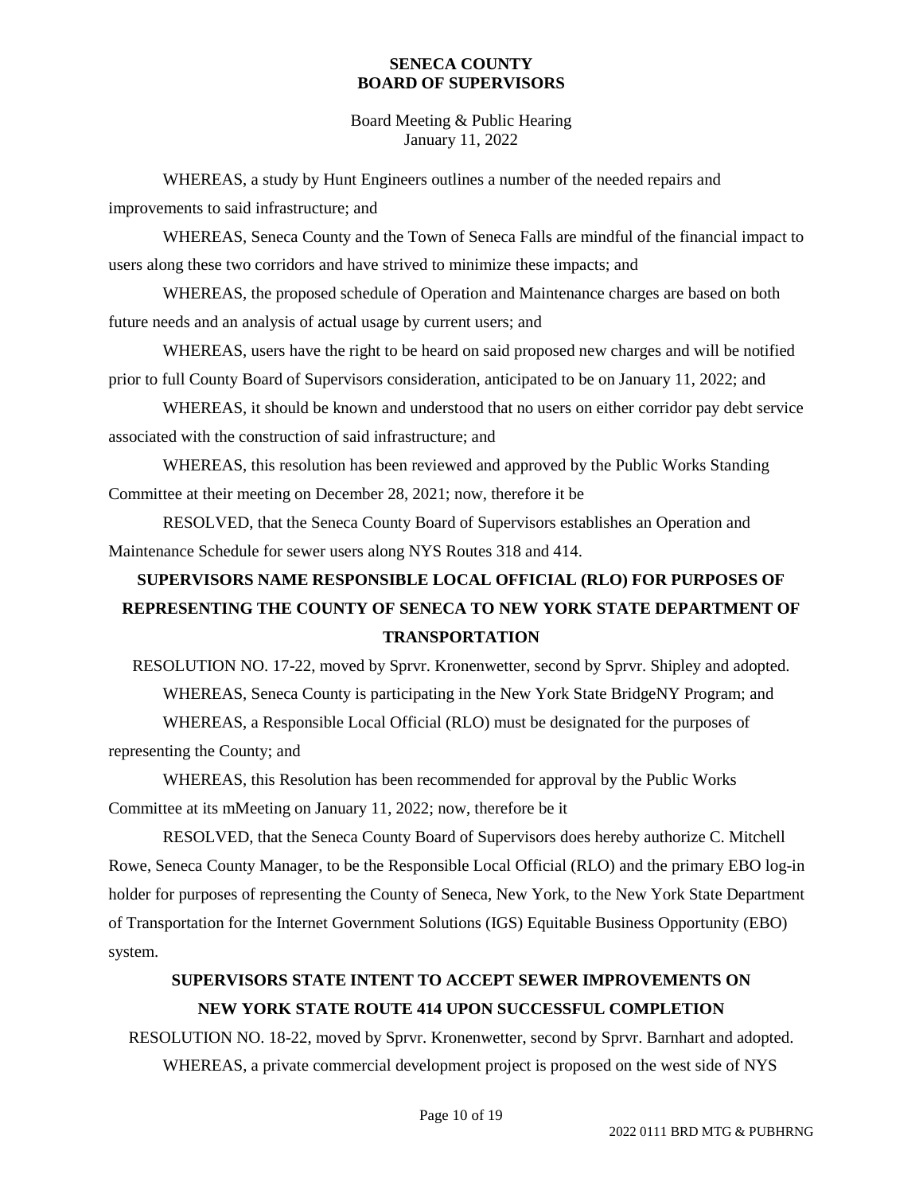WHEREAS, a study by Hunt Engineers outlines a number of the needed repairs and improvements to said infrastructure; and

WHEREAS, Seneca County and the Town of Seneca Falls are mindful of the financial impact to users along these two corridors and have strived to minimize these impacts; and

WHEREAS, the proposed schedule of Operation and Maintenance charges are based on both future needs and an analysis of actual usage by current users; and

WHEREAS, users have the right to be heard on said proposed new charges and will be notified prior to full County Board of Supervisors consideration, anticipated to be on January 11, 2022; and

WHEREAS, it should be known and understood that no users on either corridor pay debt service associated with the construction of said infrastructure; and

WHEREAS, this resolution has been reviewed and approved by the Public Works Standing Committee at their meeting on December 28, 2021; now, therefore it be

RESOLVED, that the Seneca County Board of Supervisors establishes an Operation and Maintenance Schedule for sewer users along NYS Routes 318 and 414.

## SUPERVISORS NAME RESPONSIBLE LOCAL OFFICIAL (RLO) FOR PURPOSES OF REPRESENTING THE COUNTY OF SENECA TO NEW YORK STATE DEPARTMENT OF TRANSPORTATION

RESOLUTION NO. 17-22, moved by Sprvr. Kronenwetter, second by Sprvr. Shipley and adopted.

WHEREAS, Seneca County is participating in the New York State BridgeNY Program; and

WHEREAS, a Responsible Local Official (RLO) must be designated for the purposes of representing the County; and

WHEREAS, this Resolution has been recommended for approval by the Public Works Committee at its mMeeting on January 11, 2022; now, therefore be it

RESOLVED, that the Seneca County Board of Supervisors does hereby authorize C. Mitchell Rowe, Seneca County Manager, to be the Responsible Local Official (RLO) and the primary EBO log-in holder for purposes of representing the County of Seneca, New York, to the New York State Department of Transportation for the Internet Government Solutions (IGS) Equitable Business Opportunity (EBO) system.

## SUPERVISORS STATE INTENT TO ACCEPT SEWER IMPROVEMENTS ON NEW YORK STATE ROUTE 414 UPON SUCCESSFUL COMPLETION

RESOLUTION NO. 18-22, moved by Sprvr. Kronenwetter, second by Sprvr. Barnhart and adopted.

WHEREAS, a private commercial development project is proposed on the west side of NYS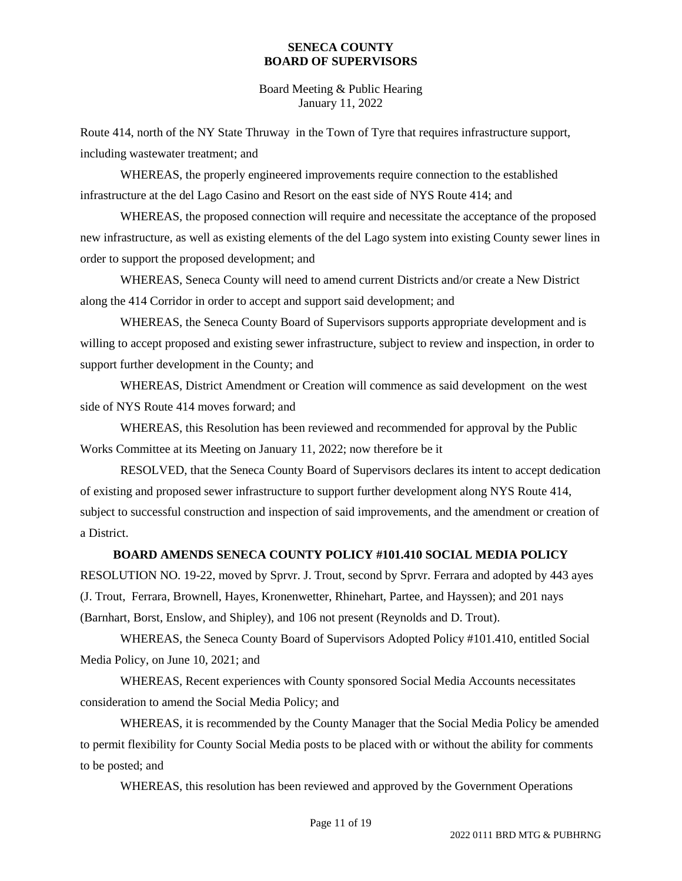Route 414, north of the NY State Thruway in the Town of Tyre that requires infrastructure support, including wastewater treatment; and

WHEREAS, the properly engineered improvements require connection to the established infrastructure at the del Lago Casino and Resort on the east side of NYS Route 414; and

WHEREAS, the proposed connection will require and necessitate the acceptance of the proposed new infrastructure, as well as existing elements of the del Lago system into existing County sewer lines in order to support the proposed development; and

WHEREAS, Seneca County will need to amend current Districts and/or create a New District along the 414 Corridor in order to accept and support said development; and

WHEREAS, the Seneca County Board of Supervisors supports appropriate development and is willing to accept proposed and existing sewer infrastructure, subject to review and inspection, in order to support further development in the County; and

WHEREAS, District Amendment or Creation will commence as said development on the west side of NYS Route 414 moves forward; and

WHEREAS, this Resolution has been reviewed and recommended for approval by the Public Works Committee at its Meeting on January 11, 2022; now therefore be it

RESOLVED, that the Seneca County Board of Supervisors declares its intent to accept dedication of existing and proposed sewer infrastructure to support further development along NYS Route 414, subject to successful construction and inspection of said improvements, and the amendment or creation of a District.

**BOARD AMENDS SENECA COUNTY POLICY #101.410 SOCIAL MEDIA POLICY**

RESOLUTION NO. 19-22, moved by Sprvr. J. Trout, second by Sprvr. Ferrara and adopted by 443 ayes (J. Trout, Ferrara, Brownell, Hayes, Kronenwetter, Rhinehart, Partee, and Hayssen); and 201 nays (Barnhart, Borst, Enslow, and Shipley), and 106 not present (Reynolds and D. Trout).

WHEREAS, the Seneca County Board of Supervisors Adopted Policy #101.410, entitled Social Media Policy, on June 10, 2021; and

WHEREAS, Recent experiences with County sponsored Social Media Accounts necessitates consideration to amend the Social Media Policy; and

WHEREAS, it is recommended by the County Manager that the Social Media Policy be amended to permit flexibility for County Social Media posts to be placed with or without the ability for comments to be posted; and

WHEREAS, this resolution has been reviewed and approved by the Government Operations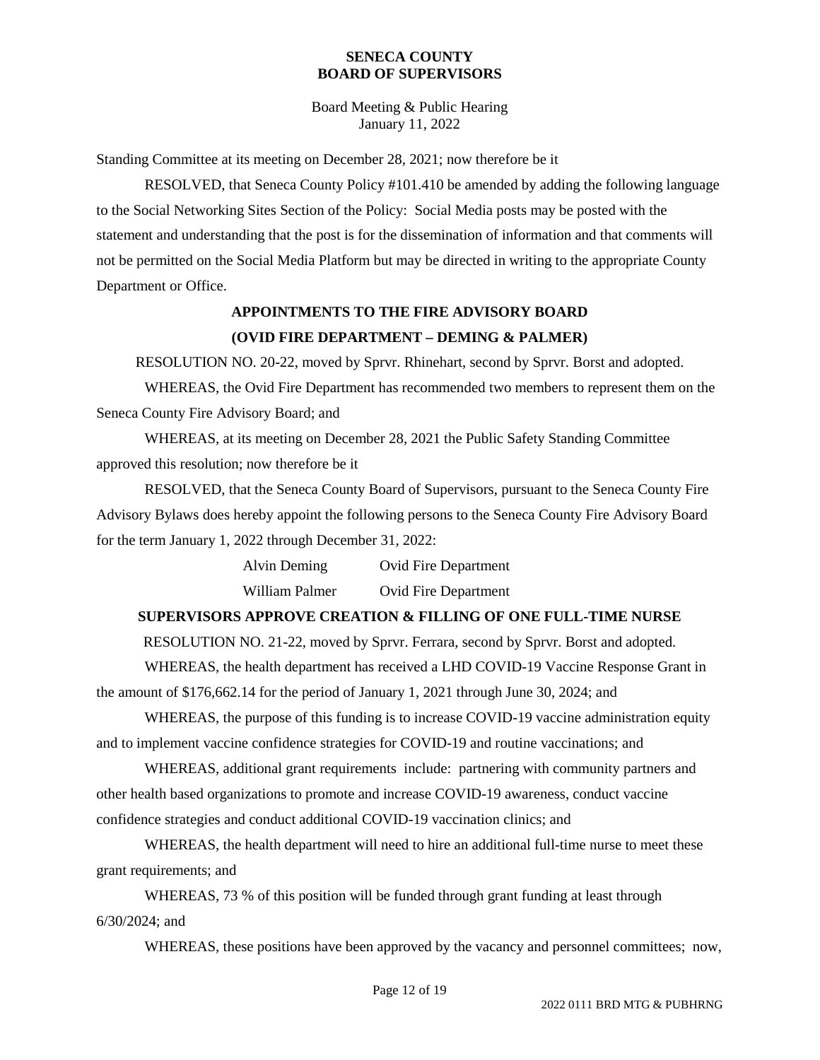Standing Committee at its meeting on December 28, 2021; now therefore be it

RESOLVED, that Seneca County Policy #101.410 be amended by adding the following language to the Social Networking Sites Section of the Policy: Social Media posts may be posted with the statement and understanding that the post is for the dissemination of information and that comments will not be permitted on the Social Media Platform but may be directed in writing to the appropriate County Department or Office.

**APPOINTMENTS TO THE FIRE ADVISORY BOARD**
**(OVID FIRE DEPARTMENT – DEMING & PALMER)**

RESOLUTION NO. 20-22, moved by Sprvr. Rhinehart, second by Sprvr. Borst and adopted.

WHEREAS, the Ovid Fire Department has recommended two members to represent them on the Seneca County Fire Advisory Board; and

WHEREAS, at its meeting on December 28, 2021 the Public Safety Standing Committee approved this resolution; now therefore be it

RESOLVED, that the Seneca County Board of Supervisors, pursuant to the Seneca County Fire Advisory Bylaws does hereby appoint the following persons to the Seneca County Fire Advisory Board for the term January 1, 2022 through December 31, 2022:

| | |
|---|---|
| Alvin Deming | Ovid Fire Department |
| William Palmer | Ovid Fire Department |

**SUPERVISORS APPROVE CREATION & FILLING OF ONE FULL-TIME NURSE**

RESOLUTION NO. 21-22, moved by Sprvr. Ferrara, second by Sprvr. Borst and adopted.

WHEREAS, the health department has received a LHD COVID-19 Vaccine Response Grant in the amount of $176,662.14 for the period of January 1, 2021 through June 30, 2024; and

WHEREAS, the purpose of this funding is to increase COVID-19 vaccine administration equity and to implement vaccine confidence strategies for COVID-19 and routine vaccinations; and

WHEREAS, additional grant requirements include: partnering with community partners and other health based organizations to promote and increase COVID-19 awareness, conduct vaccine confidence strategies and conduct additional COVID-19 vaccination clinics; and

WHEREAS, the health department will need to hire an additional full-time nurse to meet these grant requirements; and

WHEREAS, 73 % of this position will be funded through grant funding at least through 6/30/2024; and

WHEREAS, these positions have been approved by the vacancy and personnel committees; now,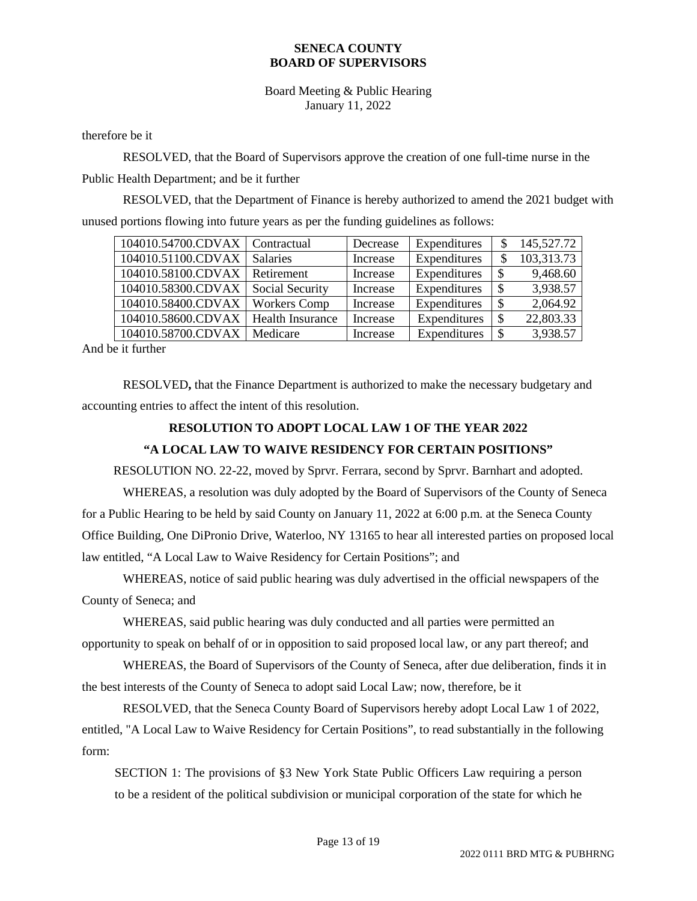therefore be it

RESOLVED, that the Board of Supervisors approve the creation of one full-time nurse in the Public Health Department; and be it further

RESOLVED, that the Department of Finance is hereby authorized to amend the 2021 budget with unused portions flowing into future years as per the funding guidelines as follows:

| | | | | |
|---|---|---|---|---|
| 104010.54700.CDVAX | Contractual | Decrease | Expenditures | $ 145,527.72 |
| 104010.51100.CDVAX | Salaries | Increase | Expenditures | $ 103,313.73 |
| 104010.58100.CDVAX | Retirement | Increase | Expenditures | $ 9,468.60 |
| 104010.58300.CDVAX | Social Security | Increase | Expenditures | $ 3,938.57 |
| 104010.58400.CDVAX | Workers Comp | Increase | Expenditures | $ 2,064.92 |
| 104010.58600.CDVAX | Health Insurance | Increase | Expenditures | $ 22,803.33 |
| 104010.58700.CDVAX | Medicare | Increase | Expenditures | $ 3,938.57 |

And be it further

RESOLVED**,** that the Finance Department is authorized to make the necessary budgetary and accounting entries to affect the intent of this resolution.

## RESOLUTION TO ADOPT LOCAL LAW 1 OF THE YEAR 2022

## "A LOCAL LAW TO WAIVE RESIDENCY FOR CERTAIN POSITIONS"

RESOLUTION NO. 22-22, moved by Sprvr. Ferrara, second by Sprvr. Barnhart and adopted.

WHEREAS, a resolution was duly adopted by the Board of Supervisors of the County of Seneca for a Public Hearing to be held by said County on January 11, 2022 at 6:00 p.m. at the Seneca County Office Building, One DiPronio Drive, Waterloo, NY 13165 to hear all interested parties on proposed local law entitled, "A Local Law to Waive Residency for Certain Positions"; and

WHEREAS, notice of said public hearing was duly advertised in the official newspapers of the County of Seneca; and

WHEREAS, said public hearing was duly conducted and all parties were permitted an opportunity to speak on behalf of or in opposition to said proposed local law, or any part thereof; and

WHEREAS, the Board of Supervisors of the County of Seneca, after due deliberation, finds it in the best interests of the County of Seneca to adopt said Local Law; now, therefore, be it

RESOLVED, that the Seneca County Board of Supervisors hereby adopt Local Law 1 of 2022, entitled, "A Local Law to Waive Residency for Certain Positions", to read substantially in the following form:

SECTION 1: The provisions of §3 New York State Public Officers Law requiring a person to be a resident of the political subdivision or municipal corporation of the state for which he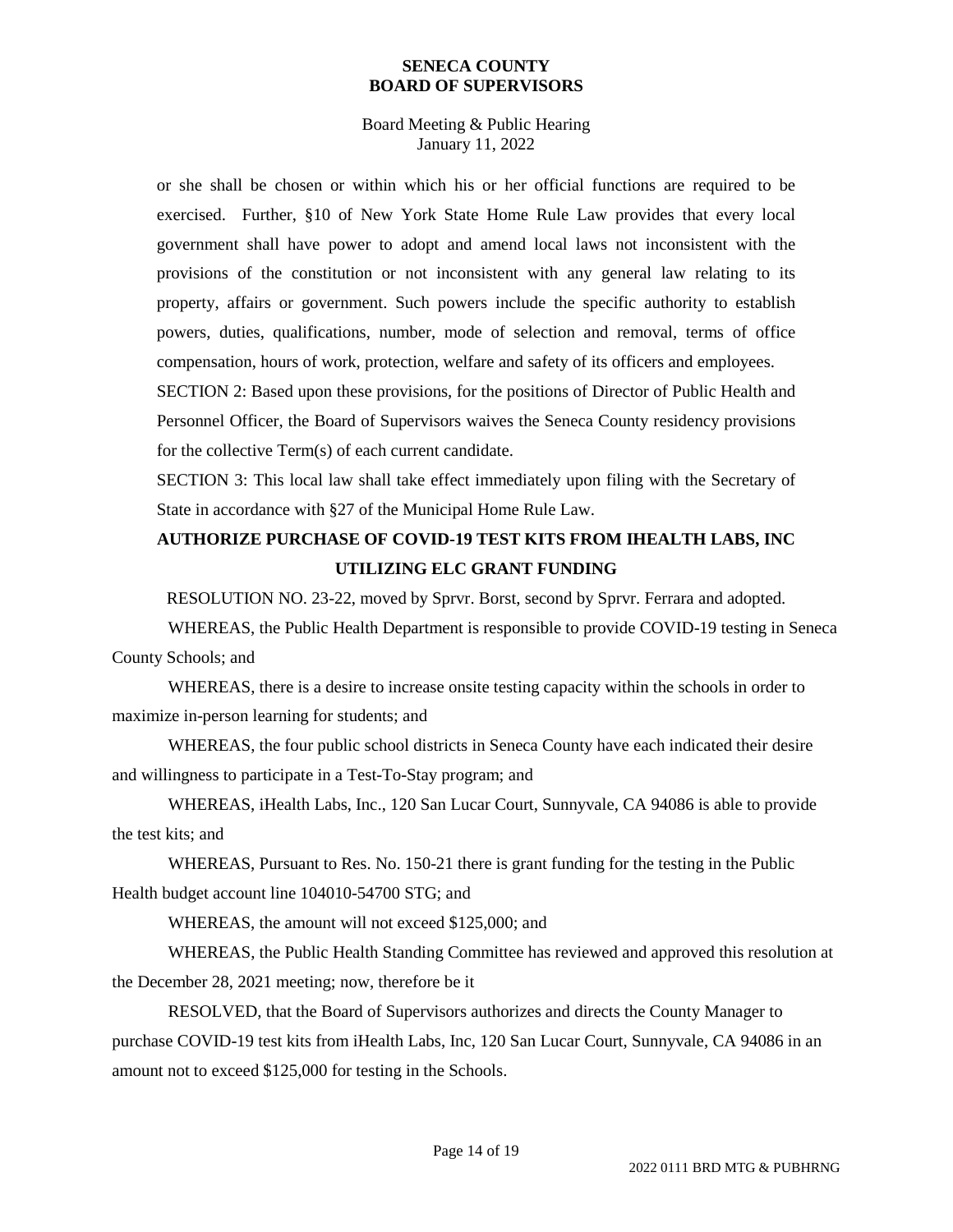or she shall be chosen or within which his or her official functions are required to be exercised. Further, §10 of New York State Home Rule Law provides that every local government shall have power to adopt and amend local laws not inconsistent with the provisions of the constitution or not inconsistent with any general law relating to its property, affairs or government. Such powers include the specific authority to establish powers, duties, qualifications, number, mode of selection and removal, terms of office compensation, hours of work, protection, welfare and safety of its officers and employees.

SECTION 2: Based upon these provisions, for the positions of Director of Public Health and Personnel Officer, the Board of Supervisors waives the Seneca County residency provisions for the collective Term(s) of each current candidate.

SECTION 3: This local law shall take effect immediately upon filing with the Secretary of State in accordance with §27 of the Municipal Home Rule Law.

## AUTHORIZE PURCHASE OF COVID-19 TEST KITS FROM IHEALTH LABS, INC UTILIZING ELC GRANT FUNDING

RESOLUTION NO. 23-22, moved by Sprvr. Borst, second by Sprvr. Ferrara and adopted.

WHEREAS, the Public Health Department is responsible to provide COVID-19 testing in Seneca County Schools; and

WHEREAS, there is a desire to increase onsite testing capacity within the schools in order to maximize in-person learning for students; and

WHEREAS, the four public school districts in Seneca County have each indicated their desire and willingness to participate in a Test-To-Stay program; and

WHEREAS, iHealth Labs, Inc., 120 San Lucar Court, Sunnyvale, CA 94086 is able to provide the test kits; and

WHEREAS, Pursuant to Res. No. 150-21 there is grant funding for the testing in the Public Health budget account line 104010-54700 STG; and

WHEREAS, the amount will not exceed $125,000; and

WHEREAS, the Public Health Standing Committee has reviewed and approved this resolution at the December 28, 2021 meeting; now, therefore be it

RESOLVED, that the Board of Supervisors authorizes and directs the County Manager to purchase COVID-19 test kits from iHealth Labs, Inc, 120 San Lucar Court, Sunnyvale, CA 94086 in an amount not to exceed $125,000 for testing in the Schools.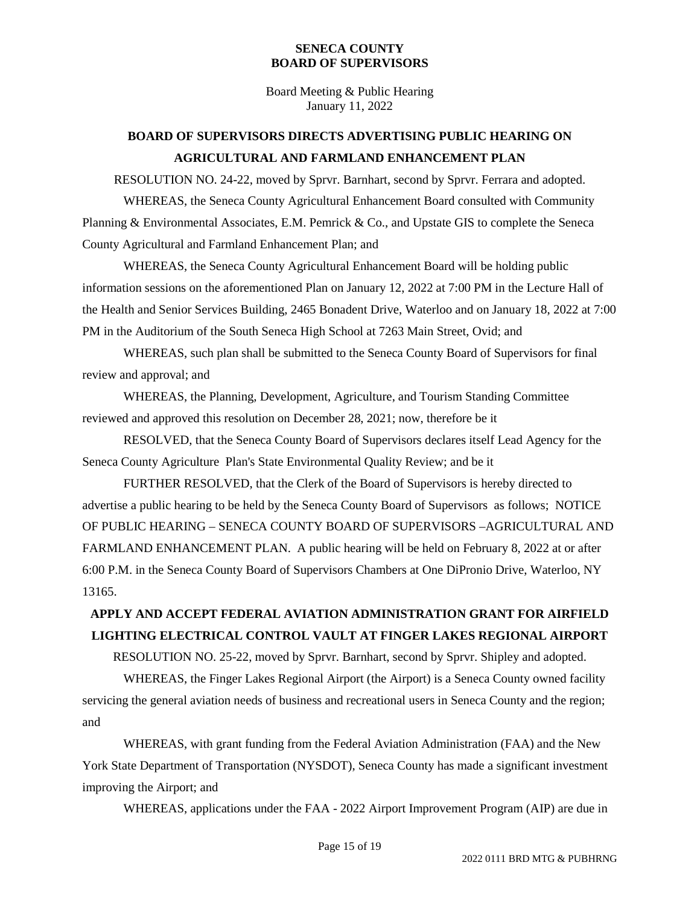**SENECA COUNTY**
**BOARD OF SUPERVISORS**

Board Meeting & Public Hearing
January 11, 2022

## BOARD OF SUPERVISORS DIRECTS ADVERTISING PUBLIC HEARING ON AGRICULTURAL AND FARMLAND ENHANCEMENT PLAN

RESOLUTION NO. 24-22, moved by Sprvr. Barnhart, second by Sprvr. Ferrara and adopted.

WHEREAS, the Seneca County Agricultural Enhancement Board consulted with Community Planning & Environmental Associates, E.M. Pemrick & Co., and Upstate GIS to complete the Seneca County Agricultural and Farmland Enhancement Plan; and

WHEREAS, the Seneca County Agricultural Enhancement Board will be holding public information sessions on the aforementioned Plan on January 12, 2022 at 7:00 PM in the Lecture Hall of the Health and Senior Services Building, 2465 Bonadent Drive, Waterloo and on January 18, 2022 at 7:00 PM in the Auditorium of the South Seneca High School at 7263 Main Street, Ovid; and

WHEREAS, such plan shall be submitted to the Seneca County Board of Supervisors for final review and approval; and

WHEREAS, the Planning, Development, Agriculture, and Tourism Standing Committee reviewed and approved this resolution on December 28, 2021; now, therefore be it

RESOLVED, that the Seneca County Board of Supervisors declares itself Lead Agency for the Seneca County Agriculture Plan's State Environmental Quality Review; and be it

FURTHER RESOLVED, that the Clerk of the Board of Supervisors is hereby directed to advertise a public hearing to be held by the Seneca County Board of Supervisors as follows; NOTICE OF PUBLIC HEARING – SENECA COUNTY BOARD OF SUPERVISORS –AGRICULTURAL AND FARMLAND ENHANCEMENT PLAN. A public hearing will be held on February 8, 2022 at or after 6:00 P.M. in the Seneca County Board of Supervisors Chambers at One DiPronio Drive, Waterloo, NY 13165.

## APPLY AND ACCEPT FEDERAL AVIATION ADMINISTRATION GRANT FOR AIRFIELD LIGHTING ELECTRICAL CONTROL VAULT AT FINGER LAKES REGIONAL AIRPORT

RESOLUTION NO. 25-22, moved by Sprvr. Barnhart, second by Sprvr. Shipley and adopted.

WHEREAS, the Finger Lakes Regional Airport (the Airport) is a Seneca County owned facility servicing the general aviation needs of business and recreational users in Seneca County and the region; and

WHEREAS, with grant funding from the Federal Aviation Administration (FAA) and the New York State Department of Transportation (NYSDOT), Seneca County has made a significant investment improving the Airport; and

WHEREAS, applications under the FAA - 2022 Airport Improvement Program (AIP) are due in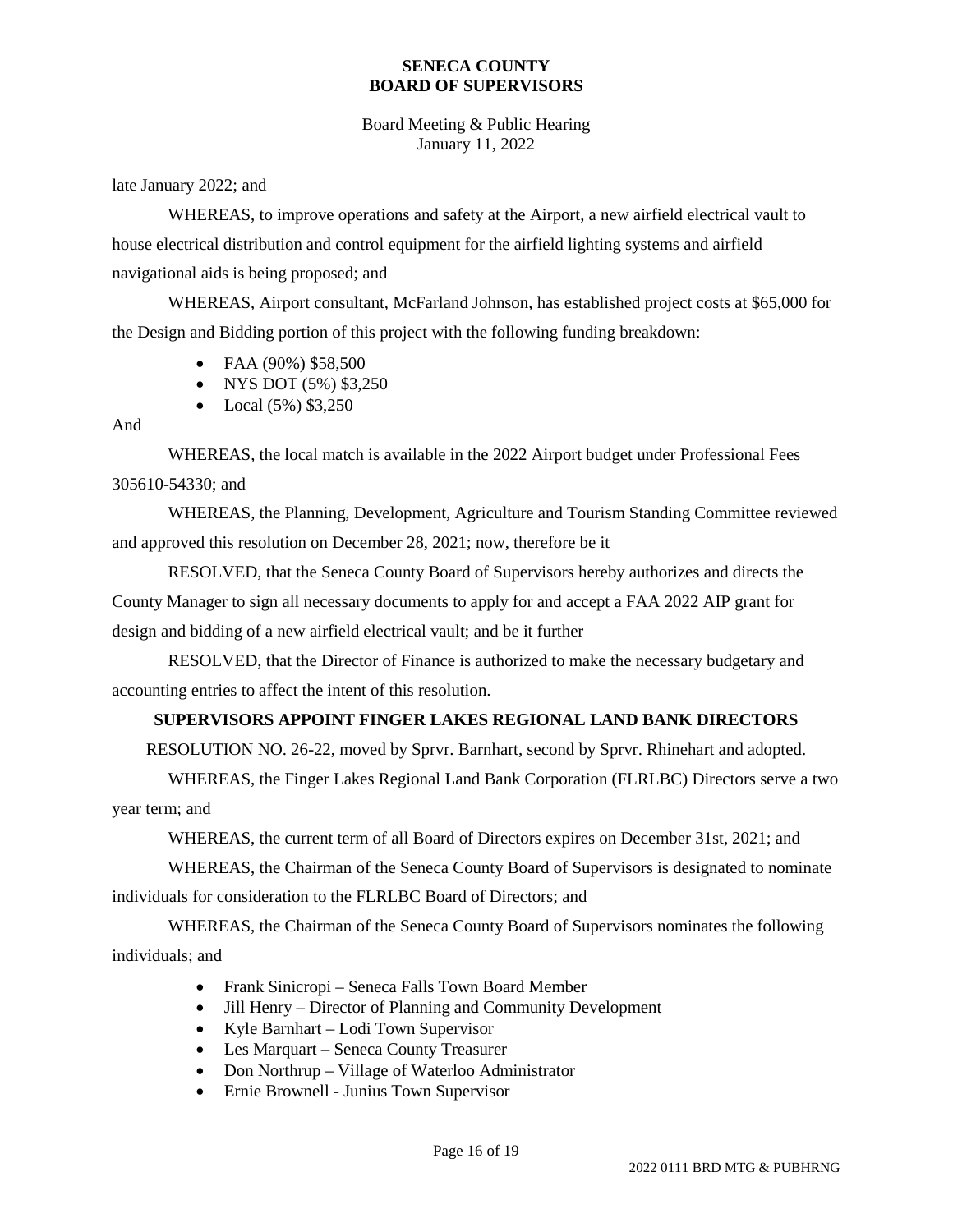late January 2022; and

WHEREAS, to improve operations and safety at the Airport, a new airfield electrical vault to house electrical distribution and control equipment for the airfield lighting systems and airfield navigational aids is being proposed; and

WHEREAS, Airport consultant, McFarland Johnson, has established project costs at $65,000 for the Design and Bidding portion of this project with the following funding breakdown:

- FAA (90%) $58,500
- NYS DOT (5%) $3,250
- Local (5%) $3,250

And

WHEREAS, the local match is available in the 2022 Airport budget under Professional Fees 305610-54330; and

WHEREAS, the Planning, Development, Agriculture and Tourism Standing Committee reviewed and approved this resolution on December 28, 2021; now, therefore be it

RESOLVED, that the Seneca County Board of Supervisors hereby authorizes and directs the County Manager to sign all necessary documents to apply for and accept a FAA 2022 AIP grant for design and bidding of a new airfield electrical vault; and be it further

RESOLVED, that the Director of Finance is authorized to make the necessary budgetary and accounting entries to affect the intent of this resolution.

**SUPERVISORS APPOINT FINGER LAKES REGIONAL LAND BANK DIRECTORS**

RESOLUTION NO. 26-22, moved by Sprvr. Barnhart, second by Sprvr. Rhinehart and adopted.

WHEREAS, the Finger Lakes Regional Land Bank Corporation (FLRLBC) Directors serve a two year term; and

WHEREAS, the current term of all Board of Directors expires on December 31st, 2021; and

WHEREAS, the Chairman of the Seneca County Board of Supervisors is designated to nominate individuals for consideration to the FLRLBC Board of Directors; and

WHEREAS, the Chairman of the Seneca County Board of Supervisors nominates the following individuals; and

- Frank Sinicropi – Seneca Falls Town Board Member
- Jill Henry – Director of Planning and Community Development
- Kyle Barnhart – Lodi Town Supervisor
- Les Marquart – Seneca County Treasurer
- Don Northrup – Village of Waterloo Administrator
- Ernie Brownell - Junius Town Supervisor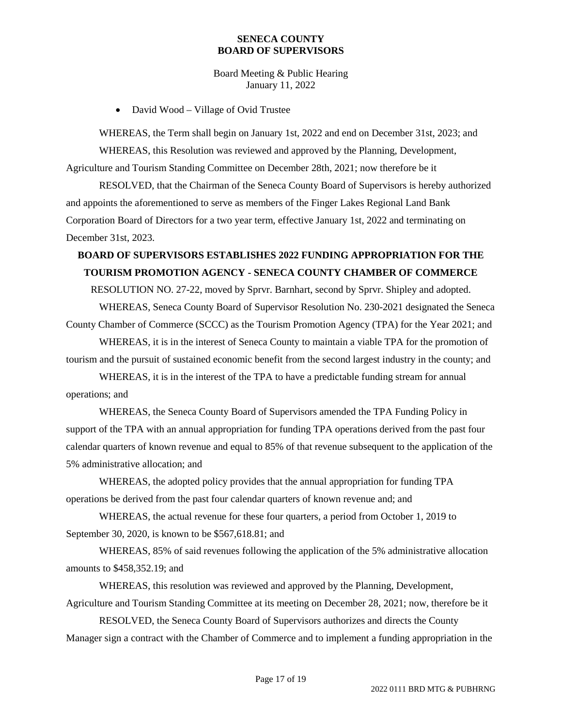- David Wood – Village of Ovid Trustee

WHEREAS, the Term shall begin on January 1st, 2022 and end on December 31st, 2023; and

WHEREAS, this Resolution was reviewed and approved by the Planning, Development, Agriculture and Tourism Standing Committee on December 28th, 2021; now therefore be it

RESOLVED, that the Chairman of the Seneca County Board of Supervisors is hereby authorized and appoints the aforementioned to serve as members of the Finger Lakes Regional Land Bank Corporation Board of Directors for a two year term, effective January 1st, 2022 and terminating on December 31st, 2023.

**BOARD OF SUPERVISORS ESTABLISHES 2022 FUNDING APPROPRIATION FOR THE TOURISM PROMOTION AGENCY - SENECA COUNTY CHAMBER OF COMMERCE**

RESOLUTION NO. 27-22, moved by Sprvr. Barnhart, second by Sprvr. Shipley and adopted.

WHEREAS, Seneca County Board of Supervisor Resolution No. 230-2021 designated the Seneca County Chamber of Commerce (SCCC) as the Tourism Promotion Agency (TPA) for the Year 2021; and

WHEREAS, it is in the interest of Seneca County to maintain a viable TPA for the promotion of tourism and the pursuit of sustained economic benefit from the second largest industry in the county; and

WHEREAS, it is in the interest of the TPA to have a predictable funding stream for annual operations; and

WHEREAS, the Seneca County Board of Supervisors amended the TPA Funding Policy in support of the TPA with an annual appropriation for funding TPA operations derived from the past four calendar quarters of known revenue and equal to 85% of that revenue subsequent to the application of the 5% administrative allocation; and

WHEREAS, the adopted policy provides that the annual appropriation for funding TPA operations be derived from the past four calendar quarters of known revenue and; and

WHEREAS, the actual revenue for these four quarters, a period from October 1, 2019 to September 30, 2020, is known to be $567,618.81; and

WHEREAS, 85% of said revenues following the application of the 5% administrative allocation amounts to $458,352.19; and

WHEREAS, this resolution was reviewed and approved by the Planning, Development, Agriculture and Tourism Standing Committee at its meeting on December 28, 2021; now, therefore be it

RESOLVED, the Seneca County Board of Supervisors authorizes and directs the County Manager sign a contract with the Chamber of Commerce and to implement a funding appropriation in the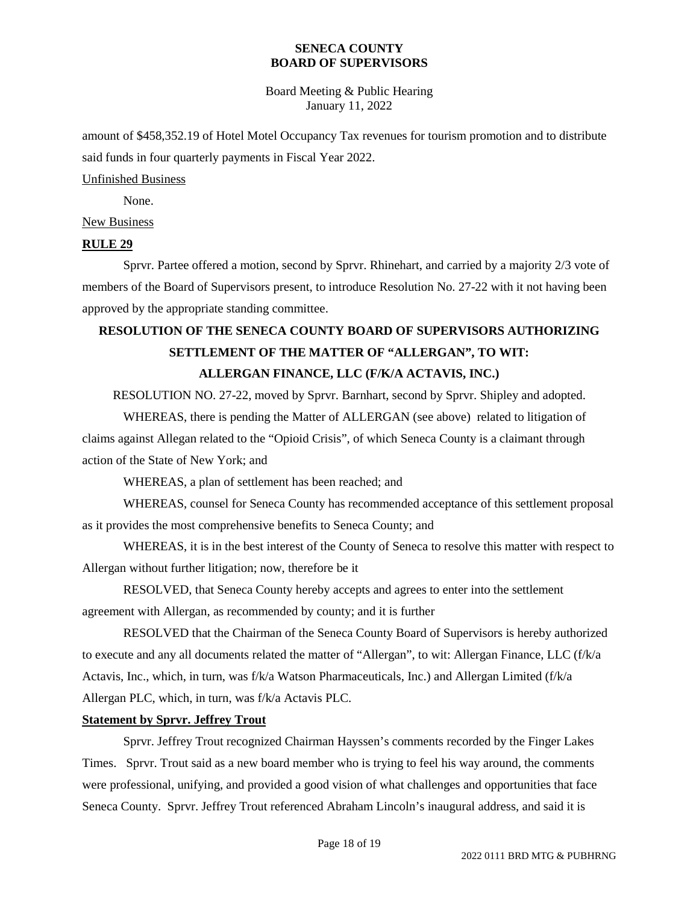amount of $458,352.19 of Hotel Motel Occupancy Tax revenues for tourism promotion and to distribute said funds in four quarterly payments in Fiscal Year 2022.

Unfinished Business

None.

New Business

**RULE 29**

Sprvr. Partee offered a motion, second by Sprvr. Rhinehart, and carried by a majority 2/3 vote of members of the Board of Supervisors present, to introduce Resolution No. 27-22 with it not having been approved by the appropriate standing committee.

**RESOLUTION OF THE SENECA COUNTY BOARD OF SUPERVISORS AUTHORIZING SETTLEMENT OF THE MATTER OF "ALLERGAN", TO WIT: ALLERGAN FINANCE, LLC (F/K/A ACTAVIS, INC.)**

RESOLUTION NO. 27-22, moved by Sprvr. Barnhart, second by Sprvr. Shipley and adopted.

WHEREAS, there is pending the Matter of ALLERGAN (see above) related to litigation of claims against Allegan related to the "Opioid Crisis", of which Seneca County is a claimant through action of the State of New York; and

WHEREAS, a plan of settlement has been reached; and

WHEREAS, counsel for Seneca County has recommended acceptance of this settlement proposal as it provides the most comprehensive benefits to Seneca County; and

WHEREAS, it is in the best interest of the County of Seneca to resolve this matter with respect to Allergan without further litigation; now, therefore be it

RESOLVED, that Seneca County hereby accepts and agrees to enter into the settlement agreement with Allergan, as recommended by county; and it is further

RESOLVED that the Chairman of the Seneca County Board of Supervisors is hereby authorized to execute and any all documents related the matter of "Allergan", to wit: Allergan Finance, LLC (f/k/a Actavis, Inc., which, in turn, was f/k/a Watson Pharmaceuticals, Inc.) and Allergan Limited (f/k/a Allergan PLC, which, in turn, was f/k/a Actavis PLC.

**Statement by Sprvr. Jeffrey Trout**

Sprvr. Jeffrey Trout recognized Chairman Hayssen's comments recorded by the Finger Lakes Times. Sprvr. Trout said as a new board member who is trying to feel his way around, the comments were professional, unifying, and provided a good vision of what challenges and opportunities that face Seneca County. Sprvr. Jeffrey Trout referenced Abraham Lincoln's inaugural address, and said it is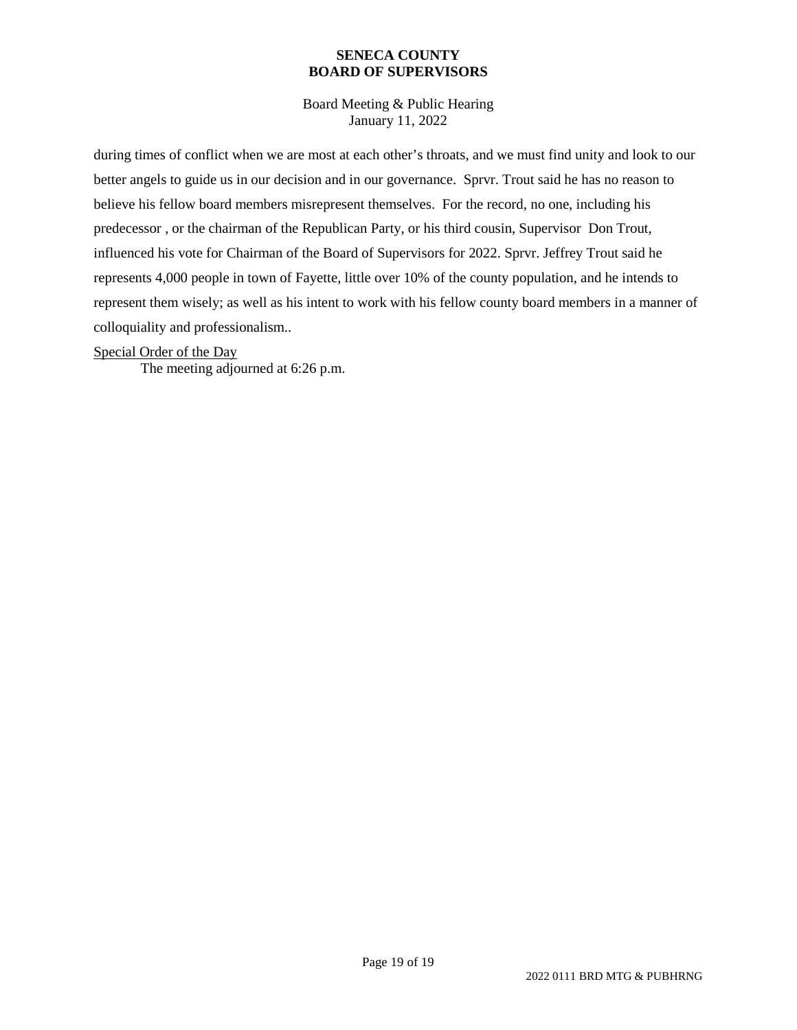during times of conflict when we are most at each other's throats, and we must find unity and look to our better angels to guide us in our decision and in our governance. Sprvr. Trout said he has no reason to believe his fellow board members misrepresent themselves. For the record, no one, including his predecessor , or the chairman of the Republican Party, or his third cousin, Supervisor Don Trout, influenced his vote for Chairman of the Board of Supervisors for 2022. Sprvr. Jeffrey Trout said he represents 4,000 people in town of Fayette, little over 10% of the county population, and he intends to represent them wisely; as well as his intent to work with his fellow county board members in a manner of colloquiality and professionalism..

Special Order of the Day

The meeting adjourned at 6:26 p.m.